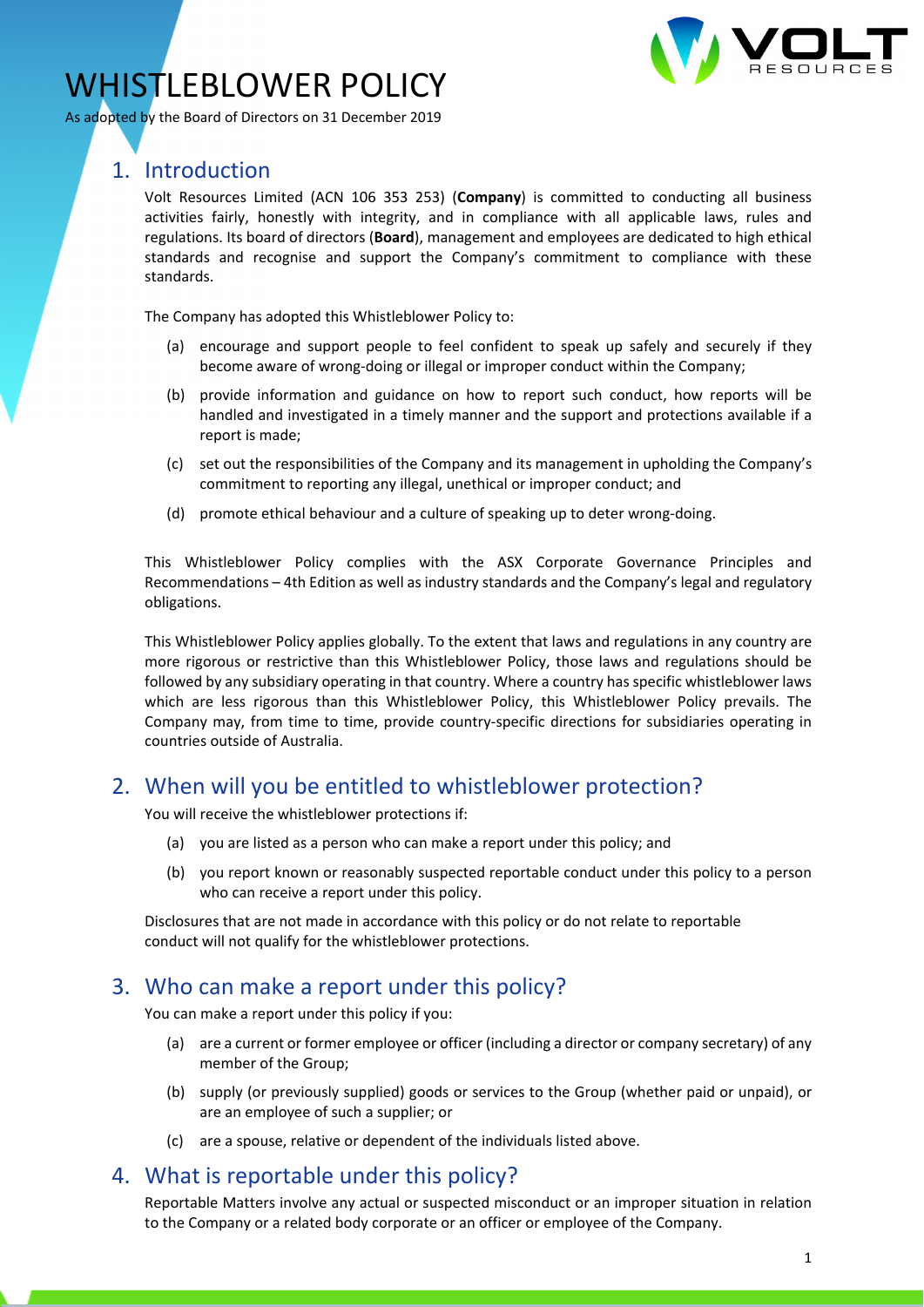# WHISTLEBLOWER POLICY

As adopted by the Board of Directors on 31 December 2019

## 1. Introduction

Volt Resources Limited (ACN 106 353 253) (**Company**) is committed to conducting all business activities fairly, honestly with integrity, and in compliance with all applicable laws, rules and regulations. Its board of directors (**Board**), management and employees are dedicated to high ethical standards and recognise and support the Company's commitment to compliance with these standards.

The Company has adopted this Whistleblower Policy to:

(a) encourage and support people to feel confident to speak up safely and securely if they become aware of wrong-doing or illegal or improper conduct within the Company;

(b) provide information and guidance on how to report such conduct, how reports will be handled and investigated in a timely manner and the support and protections available if a report is made;

(c) set out the responsibilities of the Company and its management in upholding the Company's commitment to reporting any illegal, unethical or improper conduct; and

(d) promote ethical behaviour and a culture of speaking up to deter wrong-doing.

This Whistleblower Policy complies with the ASX Corporate Governance Principles and Recommendations – 4th Edition as well as industry standards and the Company's legal and regulatory obligations.

This Whistleblower Policy applies globally. To the extent that laws and regulations in any country are more rigorous or restrictive than this Whistleblower Policy, those laws and regulations should be followed by any subsidiary operating in that country. Where a country has specific whistleblower laws which are less rigorous than this Whistleblower Policy, this Whistleblower Policy prevails. The Company may, from time to time, provide country-specific directions for subsidiaries operating in countries outside of Australia.

## 2. When will you be entitled to whistleblower protection?

You will receive the whistleblower protections if:

(a) you are listed as a person who can make a report under this policy; and

(b) you report known or reasonably suspected reportable conduct under this policy to a person who can receive a report under this policy.

Disclosures that are not made in accordance with this policy or do not relate to reportable conduct will not qualify for the whistleblower protections.

## 3. Who can make a report under this policy?

You can make a report under this policy if you:

(a) are a current or former employee or officer (including a director or company secretary) of any member of the Group;

(b) supply (or previously supplied) goods or services to the Group (whether paid or unpaid), or are an employee of such a supplier; or

(c) are a spouse, relative or dependent of the individuals listed above.

## 4. What is reportable under this policy?

Reportable Matters involve any actual or suspected misconduct or an improper situation in relation to the Company or a related body corporate or an officer or employee of the Company.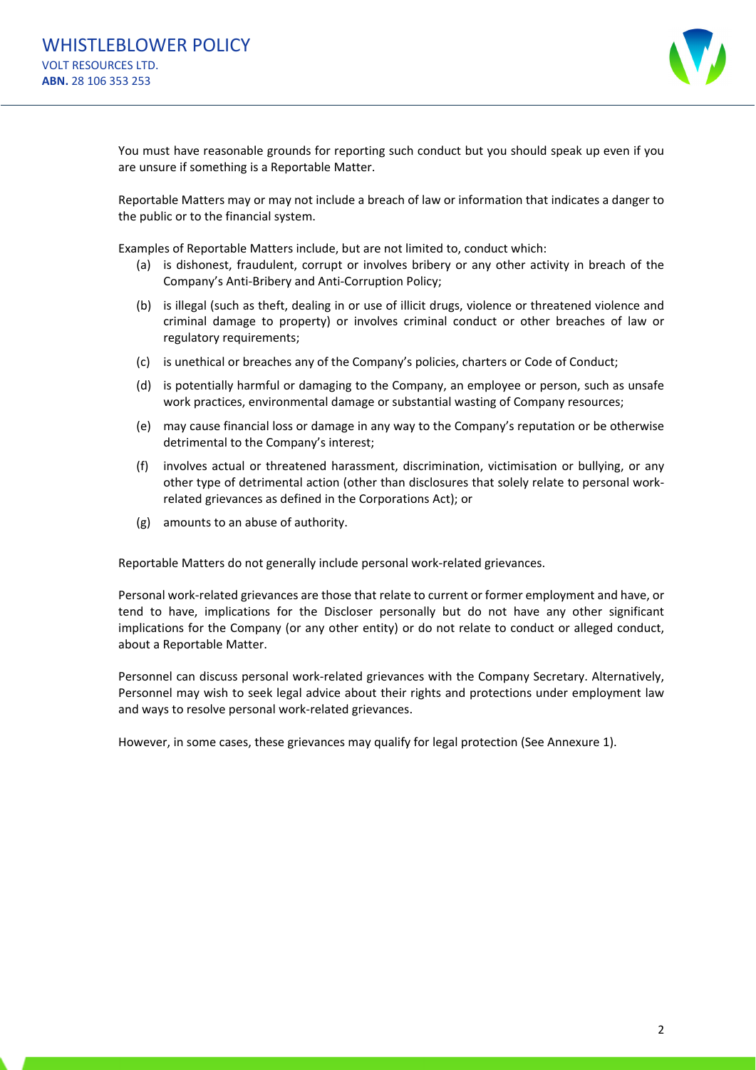You must have reasonable grounds for reporting such conduct but you should speak up even if you are unsure if something is a Reportable Matter.

Reportable Matters may or may not include a breach of law or information that indicates a danger to the public or to the financial system.

Examples of Reportable Matters include, but are not limited to, conduct which:

(a) is dishonest, fraudulent, corrupt or involves bribery or any other activity in breach of the Company's Anti-Bribery and Anti-Corruption Policy;

(b) is illegal (such as theft, dealing in or use of illicit drugs, violence or threatened violence and criminal damage to property) or involves criminal conduct or other breaches of law or regulatory requirements;

(c) is unethical or breaches any of the Company's policies, charters or Code of Conduct;

(d) is potentially harmful or damaging to the Company, an employee or person, such as unsafe work practices, environmental damage or substantial wasting of Company resources;

(e) may cause financial loss or damage in any way to the Company's reputation or be otherwise detrimental to the Company's interest;

(f) involves actual or threatened harassment, discrimination, victimisation or bullying, or any other type of detrimental action (other than disclosures that solely relate to personal work-related grievances as defined in the Corporations Act); or

(g) amounts to an abuse of authority.

Reportable Matters do not generally include personal work-related grievances.

Personal work-related grievances are those that relate to current or former employment and have, or tend to have, implications for the Discloser personally but do not have any other significant implications for the Company (or any other entity) or do not relate to conduct or alleged conduct, about a Reportable Matter.

Personnel can discuss personal work-related grievances with the Company Secretary. Alternatively, Personnel may wish to seek legal advice about their rights and protections under employment law and ways to resolve personal work-related grievances.

However, in some cases, these grievances may qualify for legal protection (See Annexure 1).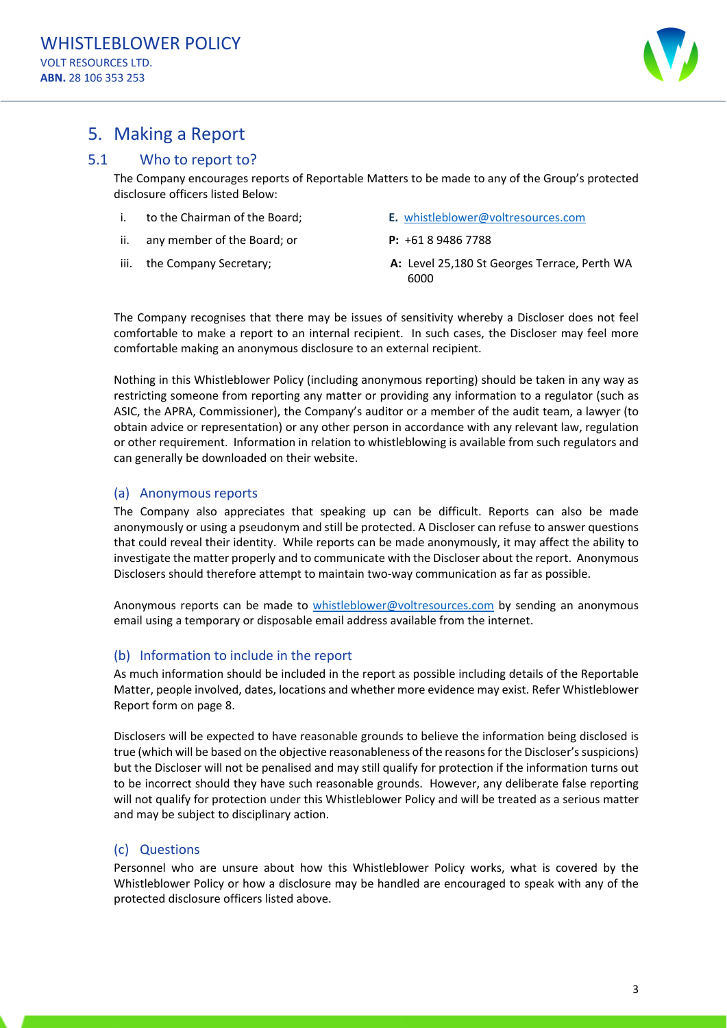## 5. Making a Report

### 5.1 Who to report to?

The Company encourages reports of Reportable Matters to be made to any of the Group's protected disclosure officers listed Below:

i. to the Chairman of the Board;

ii. any member of the Board; or

iii. the Company Secretary;

**E.** whistleblower@voltresources.com

**P:** +61 8 9486 7788

**A:** Level 25,180 St Georges Terrace, Perth WA 6000

The Company recognises that there may be issues of sensitivity whereby a Discloser does not feel comfortable to make a report to an internal recipient. In such cases, the Discloser may feel more comfortable making an anonymous disclosure to an external recipient.

Nothing in this Whistleblower Policy (including anonymous reporting) should be taken in any way as restricting someone from reporting any matter or providing any information to a regulator (such as ASIC, the APRA, Commissioner), the Company's auditor or a member of the audit team, a lawyer (to obtain advice or representation) or any other person in accordance with any relevant law, regulation or other requirement. Information in relation to whistleblowing is available from such regulators and can generally be downloaded on their website.

#### (a) Anonymous reports

The Company also appreciates that speaking up can be difficult. Reports can also be made anonymously or using a pseudonym and still be protected. A Discloser can refuse to answer questions that could reveal their identity. While reports can be made anonymously, it may affect the ability to investigate the matter properly and to communicate with the Discloser about the report. Anonymous Disclosers should therefore attempt to maintain two-way communication as far as possible.

Anonymous reports can be made to whistleblower@voltresources.com by sending an anonymous email using a temporary or disposable email address available from the internet.

#### (b) Information to include in the report

As much information should be included in the report as possible including details of the Reportable Matter, people involved, dates, locations and whether more evidence may exist. Refer Whistleblower Report form on page 8.

Disclosers will be expected to have reasonable grounds to believe the information being disclosed is true (which will be based on the objective reasonableness of the reasons for the Discloser's suspicions) but the Discloser will not be penalised and may still qualify for protection if the information turns out to be incorrect should they have such reasonable grounds. However, any deliberate false reporting will not qualify for protection under this Whistleblower Policy and will be treated as a serious matter and may be subject to disciplinary action.

#### (c) Questions

Personnel who are unsure about how this Whistleblower Policy works, what is covered by the Whistleblower Policy or how a disclosure may be handled are encouraged to speak with any of the protected disclosure officers listed above.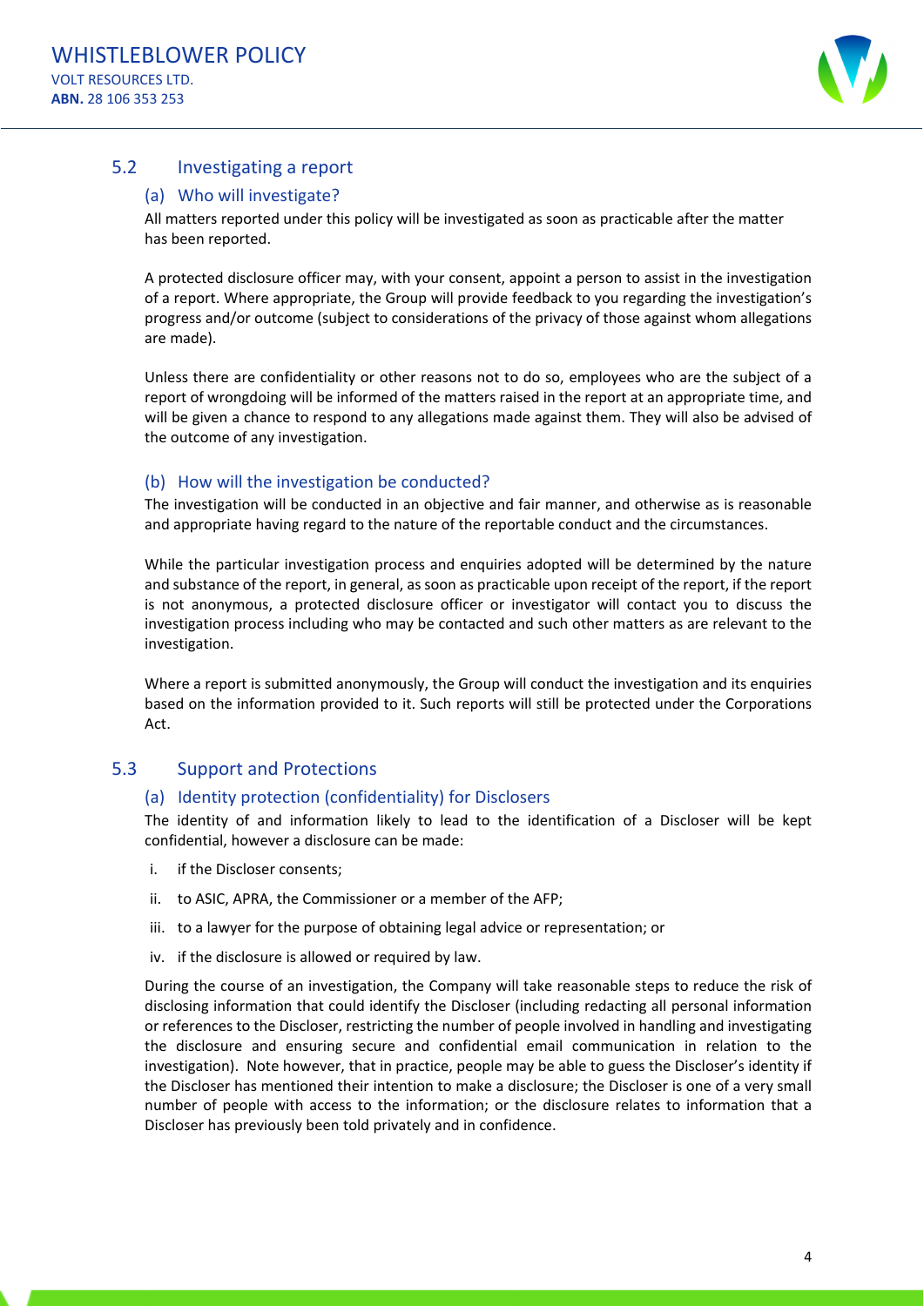## 5.2 Investigating a report

### (a) Who will investigate?

All matters reported under this policy will be investigated as soon as practicable after the matter has been reported.

A protected disclosure officer may, with your consent, appoint a person to assist in the investigation of a report. Where appropriate, the Group will provide feedback to you regarding the investigation's progress and/or outcome (subject to considerations of the privacy of those against whom allegations are made).

Unless there are confidentiality or other reasons not to do so, employees who are the subject of a report of wrongdoing will be informed of the matters raised in the report at an appropriate time, and will be given a chance to respond to any allegations made against them. They will also be advised of the outcome of any investigation.

### (b) How will the investigation be conducted?

The investigation will be conducted in an objective and fair manner, and otherwise as is reasonable and appropriate having regard to the nature of the reportable conduct and the circumstances.

While the particular investigation process and enquiries adopted will be determined by the nature and substance of the report, in general, as soon as practicable upon receipt of the report, if the report is not anonymous, a protected disclosure officer or investigator will contact you to discuss the investigation process including who may be contacted and such other matters as are relevant to the investigation.

Where a report is submitted anonymously, the Group will conduct the investigation and its enquiries based on the information provided to it. Such reports will still be protected under the Corporations Act.

## 5.3 Support and Protections

### (a) Identity protection (confidentiality) for Disclosers

The identity of and information likely to lead to the identification of a Discloser will be kept confidential, however a disclosure can be made:

i. if the Discloser consents;

ii. to ASIC, APRA, the Commissioner or a member of the AFP;

iii. to a lawyer for the purpose of obtaining legal advice or representation; or

iv. if the disclosure is allowed or required by law.

During the course of an investigation, the Company will take reasonable steps to reduce the risk of disclosing information that could identify the Discloser (including redacting all personal information or references to the Discloser, restricting the number of people involved in handling and investigating the disclosure and ensuring secure and confidential email communication in relation to the investigation). Note however, that in practice, people may be able to guess the Discloser's identity if the Discloser has mentioned their intention to make a disclosure; the Discloser is one of a very small number of people with access to the information; or the disclosure relates to information that a Discloser has previously been told privately and in confidence.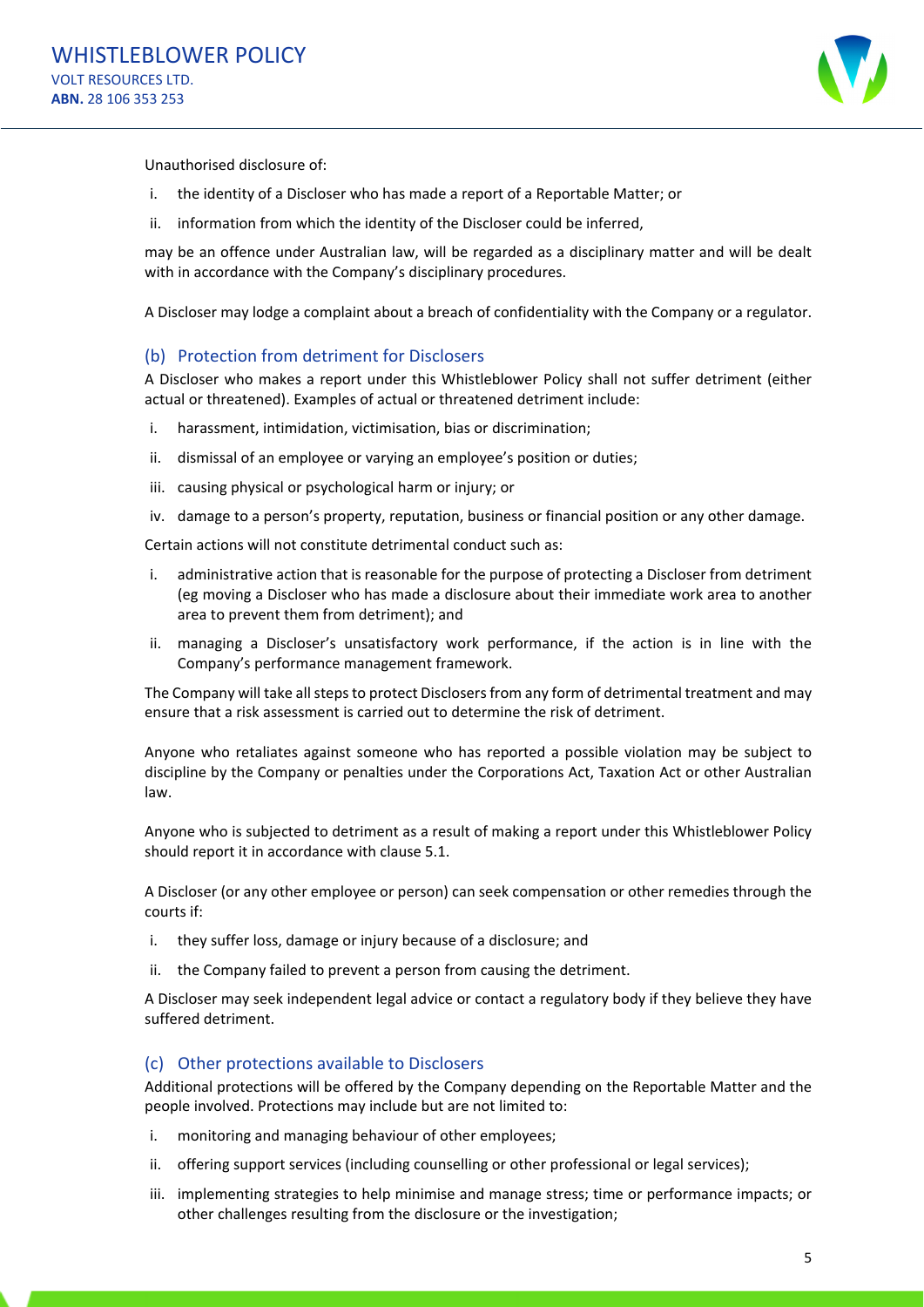Unauthorised disclosure of:

i. the identity of a Discloser who has made a report of a Reportable Matter; or

ii. information from which the identity of the Discloser could be inferred,

may be an offence under Australian law, will be regarded as a disciplinary matter and will be dealt with in accordance with the Company's disciplinary procedures.

A Discloser may lodge a complaint about a breach of confidentiality with the Company or a regulator.

### (b) Protection from detriment for Disclosers

A Discloser who makes a report under this Whistleblower Policy shall not suffer detriment (either actual or threatened). Examples of actual or threatened detriment include:

i. harassment, intimidation, victimisation, bias or discrimination;

ii. dismissal of an employee or varying an employee's position or duties;

iii. causing physical or psychological harm or injury; or

iv. damage to a person's property, reputation, business or financial position or any other damage.

Certain actions will not constitute detrimental conduct such as:

i. administrative action that is reasonable for the purpose of protecting a Discloser from detriment (eg moving a Discloser who has made a disclosure about their immediate work area to another area to prevent them from detriment); and

ii. managing a Discloser's unsatisfactory work performance, if the action is in line with the Company's performance management framework.

The Company will take all steps to protect Disclosers from any form of detrimental treatment and may ensure that a risk assessment is carried out to determine the risk of detriment.

Anyone who retaliates against someone who has reported a possible violation may be subject to discipline by the Company or penalties under the Corporations Act, Taxation Act or other Australian law.

Anyone who is subjected to detriment as a result of making a report under this Whistleblower Policy should report it in accordance with clause 5.1.

A Discloser (or any other employee or person) can seek compensation or other remedies through the courts if:

i. they suffer loss, damage or injury because of a disclosure; and

ii. the Company failed to prevent a person from causing the detriment.

A Discloser may seek independent legal advice or contact a regulatory body if they believe they have suffered detriment.

### (c) Other protections available to Disclosers

Additional protections will be offered by the Company depending on the Reportable Matter and the people involved. Protections may include but are not limited to:

i. monitoring and managing behaviour of other employees;

ii. offering support services (including counselling or other professional or legal services);

iii. implementing strategies to help minimise and manage stress; time or performance impacts; or other challenges resulting from the disclosure or the investigation;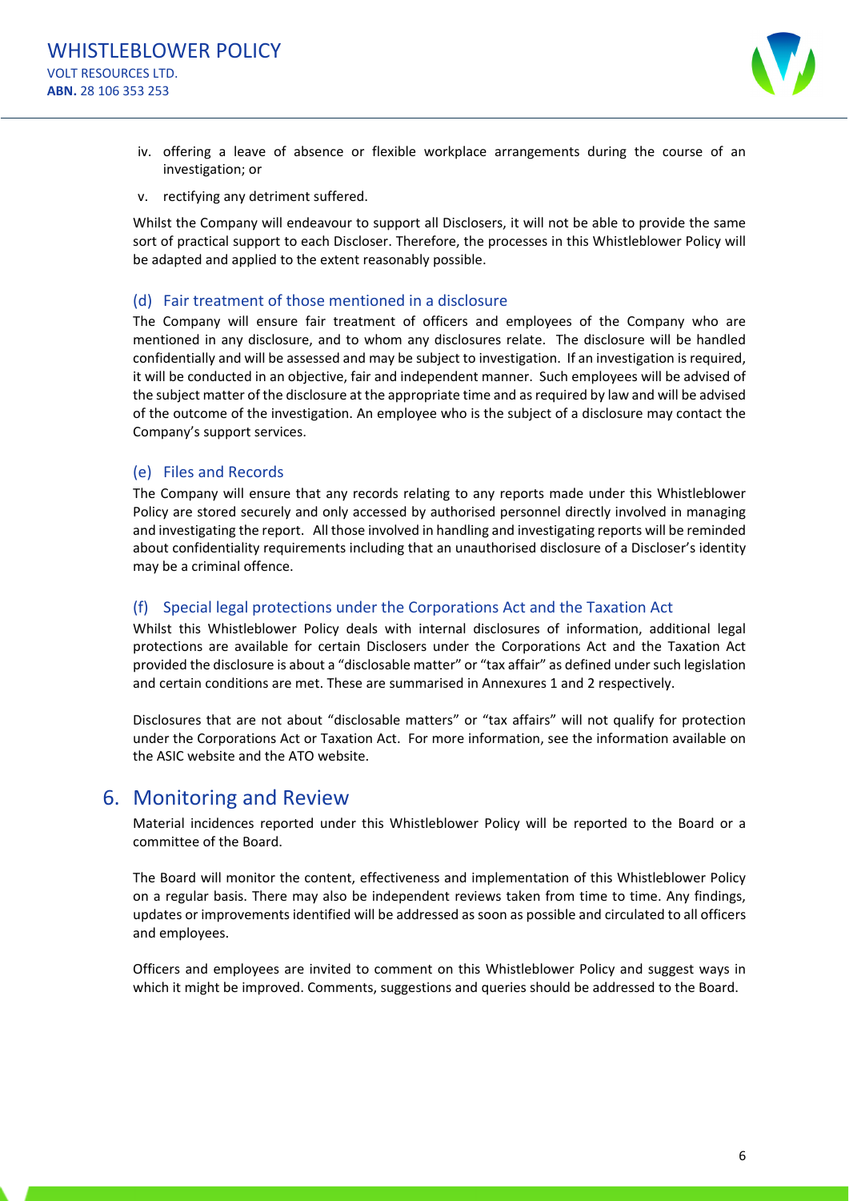iv. offering a leave of absence or flexible workplace arrangements during the course of an investigation; or

v. rectifying any detriment suffered.

Whilst the Company will endeavour to support all Disclosers, it will not be able to provide the same sort of practical support to each Discloser. Therefore, the processes in this Whistleblower Policy will be adapted and applied to the extent reasonably possible.

### (d) Fair treatment of those mentioned in a disclosure

The Company will ensure fair treatment of officers and employees of the Company who are mentioned in any disclosure, and to whom any disclosures relate. The disclosure will be handled confidentially and will be assessed and may be subject to investigation. If an investigation is required, it will be conducted in an objective, fair and independent manner. Such employees will be advised of the subject matter of the disclosure at the appropriate time and as required by law and will be advised of the outcome of the investigation. An employee who is the subject of a disclosure may contact the Company's support services.

### (e) Files and Records

The Company will ensure that any records relating to any reports made under this Whistleblower Policy are stored securely and only accessed by authorised personnel directly involved in managing and investigating the report. All those involved in handling and investigating reports will be reminded about confidentiality requirements including that an unauthorised disclosure of a Discloser's identity may be a criminal offence.

### (f) Special legal protections under the Corporations Act and the Taxation Act

Whilst this Whistleblower Policy deals with internal disclosures of information, additional legal protections are available for certain Disclosers under the Corporations Act and the Taxation Act provided the disclosure is about a "disclosable matter" or "tax affair" as defined under such legislation and certain conditions are met. These are summarised in Annexures 1 and 2 respectively.

Disclosures that are not about "disclosable matters" or "tax affairs" will not qualify for protection under the Corporations Act or Taxation Act. For more information, see the information available on the ASIC website and the ATO website.

## 6. Monitoring and Review

Material incidences reported under this Whistleblower Policy will be reported to the Board or a committee of the Board.

The Board will monitor the content, effectiveness and implementation of this Whistleblower Policy on a regular basis. There may also be independent reviews taken from time to time. Any findings, updates or improvements identified will be addressed as soon as possible and circulated to all officers and employees.

Officers and employees are invited to comment on this Whistleblower Policy and suggest ways in which it might be improved. Comments, suggestions and queries should be addressed to the Board.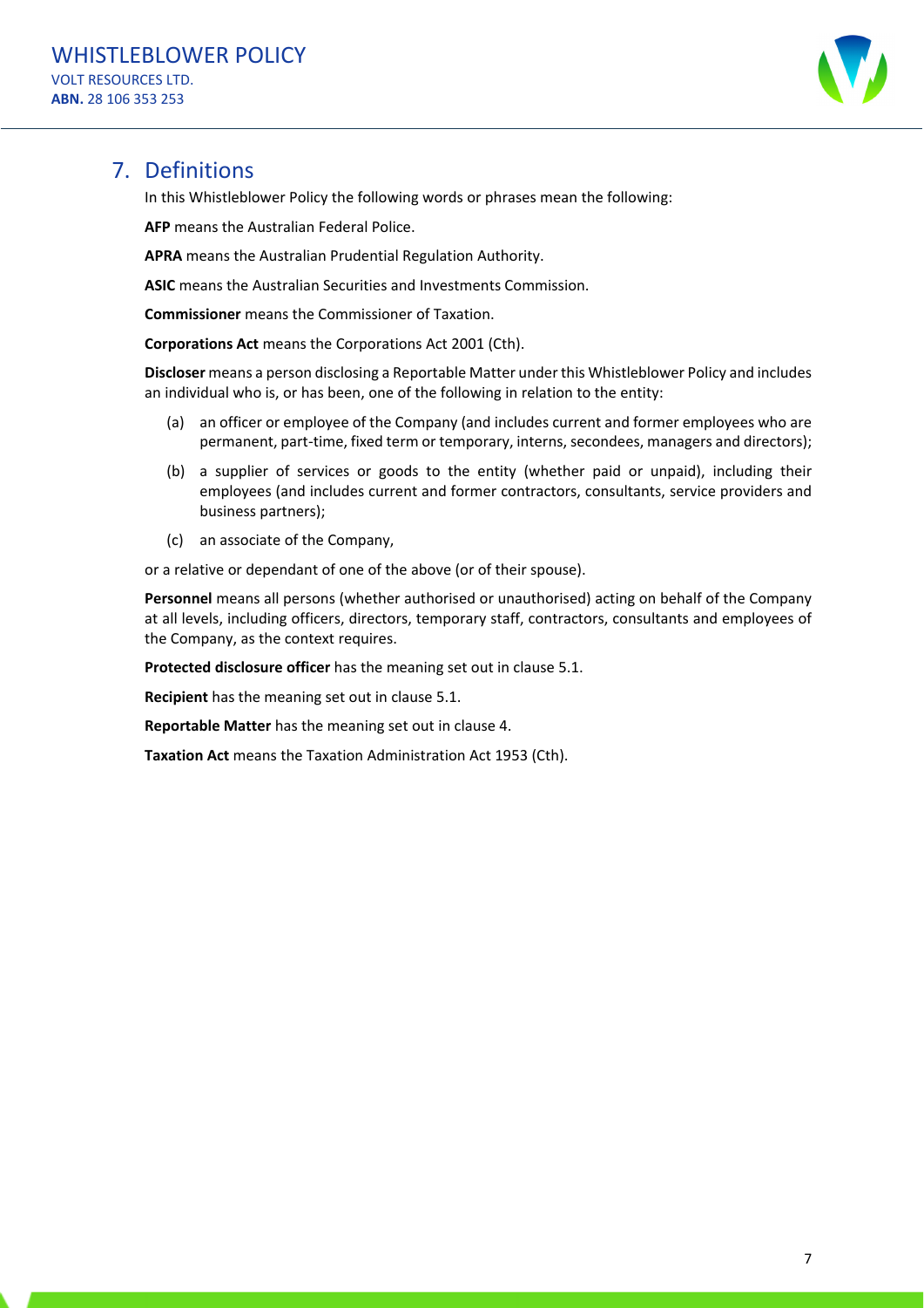## 7. Definitions

In this Whistleblower Policy the following words or phrases mean the following:

**AFP** means the Australian Federal Police.

**APRA** means the Australian Prudential Regulation Authority.

**ASIC** means the Australian Securities and Investments Commission.

**Commissioner** means the Commissioner of Taxation.

**Corporations Act** means the Corporations Act 2001 (Cth).

**Discloser** means a person disclosing a Reportable Matter under this Whistleblower Policy and includes an individual who is, or has been, one of the following in relation to the entity:

(a) an officer or employee of the Company (and includes current and former employees who are permanent, part-time, fixed term or temporary, interns, secondees, managers and directors);

(b) a supplier of services or goods to the entity (whether paid or unpaid), including their employees (and includes current and former contractors, consultants, service providers and business partners);

(c) an associate of the Company,

or a relative or dependant of one of the above (or of their spouse).

**Personnel** means all persons (whether authorised or unauthorised) acting on behalf of the Company at all levels, including officers, directors, temporary staff, contractors, consultants and employees of the Company, as the context requires.

**Protected disclosure officer** has the meaning set out in clause 5.1.

**Recipient** has the meaning set out in clause 5.1.

**Reportable Matter** has the meaning set out in clause 4.

**Taxation Act** means the Taxation Administration Act 1953 (Cth).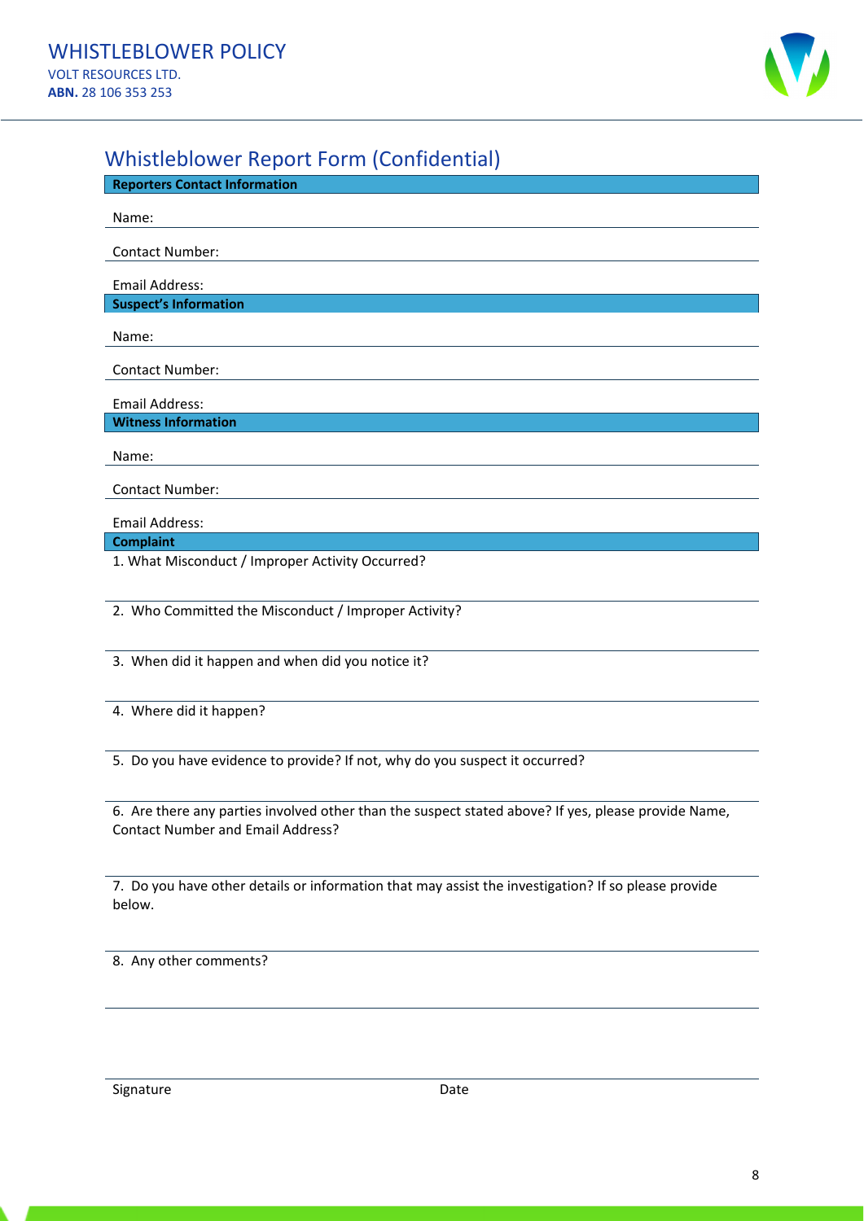## Whistleblower Report Form (Confidential)

**Reporters Contact Information**

Name:

Contact Number:

Email Address:

**Suspect's Information**

Name:

Contact Number:

Email Address:

**Witness Information**

Name:

Contact Number:

Email Address:

**Complaint**

1. What Misconduct / Improper Activity Occurred?

2. Who Committed the Misconduct / Improper Activity?

3. When did it happen and when did you notice it?

4. Where did it happen?

5. Do you have evidence to provide? If not, why do you suspect it occurred?

6. Are there any parties involved other than the suspect stated above? If yes, please provide Name, Contact Number and Email Address?

7. Do you have other details or information that may assist the investigation? If so please provide below.

8. Any other comments?

Signature Date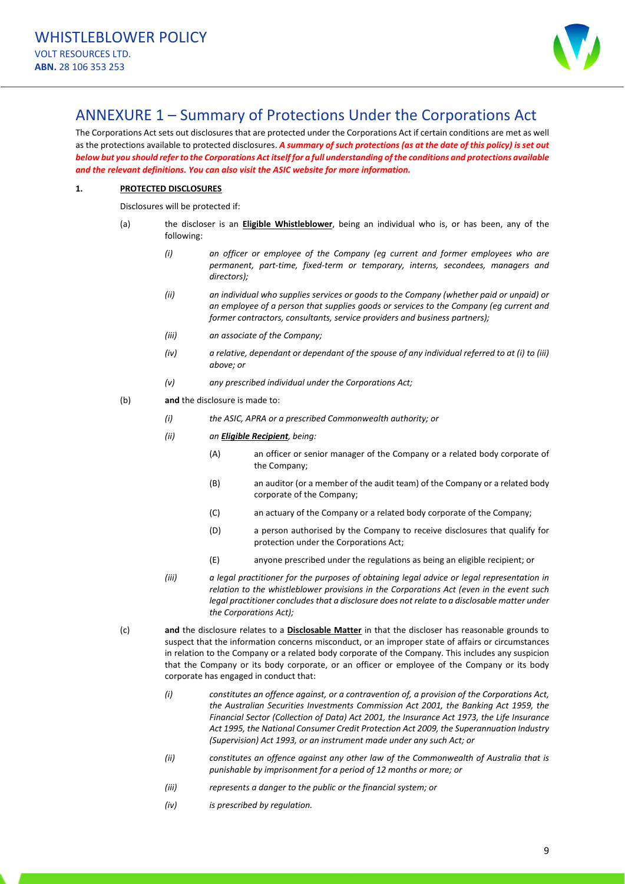## ANNEXURE 1 – Summary of Protections Under the Corporations Act

The Corporations Act sets out disclosures that are protected under the Corporations Act if certain conditions are met as well as the protections available to protected disclosures. ***A summary of such protections (as at the date of this policy) is set out below but you should refer to the Corporations Act itself for a full understanding of the conditions and protections available and the relevant definitions. You can also visit the ASIC website for more information.***

**1. PROTECTED DISCLOSURES**

Disclosures will be protected if:

(a) the discloser is an **Eligible Whistleblower**, being an individual who is, or has been, any of the following:

- *(i) an officer or employee of the Company (eg current and former employees who are permanent, part-time, fixed-term or temporary, interns, secondees, managers and directors);*
- *(ii) an individual who supplies services or goods to the Company (whether paid or unpaid) or an employee of a person that supplies goods or services to the Company (eg current and former contractors, consultants, service providers and business partners);*
- *(iii) an associate of the Company;*
- *(iv) a relative, dependant or dependant of the spouse of any individual referred to at (i) to (iii) above; or*
- *(v) any prescribed individual under the Corporations Act;*

(b) **and** the disclosure is made to:

- *(i) the ASIC, APRA or a prescribed Commonwealth authority; or*
- *(ii) an* ***Eligible Recipient****, being:*
  - (A) an officer or senior manager of the Company or a related body corporate of the Company;
  - (B) an auditor (or a member of the audit team) of the Company or a related body corporate of the Company;
  - (C) an actuary of the Company or a related body corporate of the Company;
  - (D) a person authorised by the Company to receive disclosures that qualify for protection under the Corporations Act;
  - (E) anyone prescribed under the regulations as being an eligible recipient; or
- *(iii) a legal practitioner for the purposes of obtaining legal advice or legal representation in relation to the whistleblower provisions in the Corporations Act (even in the event such legal practitioner concludes that a disclosure does not relate to a disclosable matter under the Corporations Act);*

(c) **and** the disclosure relates to a **Disclosable Matter** in that the discloser has reasonable grounds to suspect that the information concerns misconduct, or an improper state of affairs or circumstances in relation to the Company or a related body corporate of the Company. This includes any suspicion that the Company or its body corporate, or an officer or employee of the Company or its body corporate has engaged in conduct that:

- *(i) constitutes an offence against, or a contravention of, a provision of the Corporations Act, the Australian Securities Investments Commission Act 2001, the Banking Act 1959, the Financial Sector (Collection of Data) Act 2001, the Insurance Act 1973, the Life Insurance Act 1995, the National Consumer Credit Protection Act 2009, the Superannuation Industry (Supervision) Act 1993, or an instrument made under any such Act; or*
- *(ii) constitutes an offence against any other law of the Commonwealth of Australia that is punishable by imprisonment for a period of 12 months or more; or*
- *(iii) represents a danger to the public or the financial system; or*
- *(iv) is prescribed by regulation.*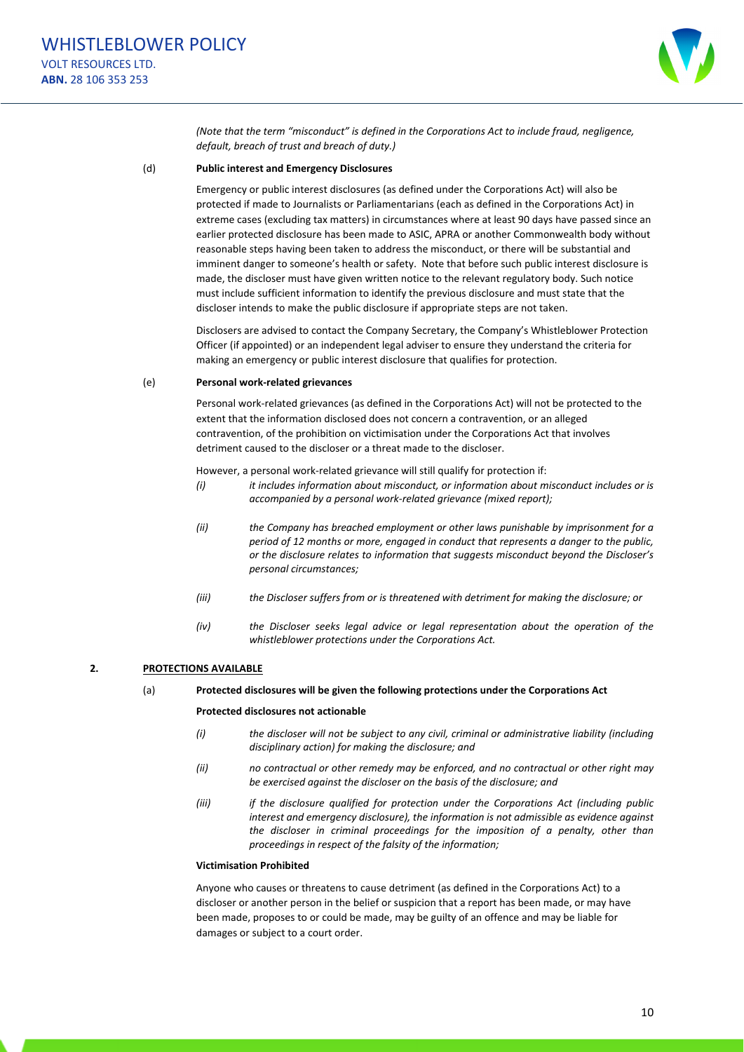*(Note that the term "misconduct" is defined in the Corporations Act to include fraud, negligence, default, breach of trust and breach of duty.)*

(d) **Public interest and Emergency Disclosures**

Emergency or public interest disclosures (as defined under the Corporations Act) will also be protected if made to Journalists or Parliamentarians (each as defined in the Corporations Act) in extreme cases (excluding tax matters) in circumstances where at least 90 days have passed since an earlier protected disclosure has been made to ASIC, APRA or another Commonwealth body without reasonable steps having been taken to address the misconduct, or there will be substantial and imminent danger to someone's health or safety. Note that before such public interest disclosure is made, the discloser must have given written notice to the relevant regulatory body. Such notice must include sufficient information to identify the previous disclosure and must state that the discloser intends to make the public disclosure if appropriate steps are not taken.

Disclosers are advised to contact the Company Secretary, the Company's Whistleblower Protection Officer (if appointed) or an independent legal adviser to ensure they understand the criteria for making an emergency or public interest disclosure that qualifies for protection.

(e) **Personal work-related grievances**

Personal work-related grievances (as defined in the Corporations Act) will not be protected to the extent that the information disclosed does not concern a contravention, or an alleged contravention, of the prohibition on victimisation under the Corporations Act that involves detriment caused to the discloser or a threat made to the discloser.

However, a personal work-related grievance will still qualify for protection if:

*(i)* *it includes information about misconduct, or information about misconduct includes or is accompanied by a personal work-related grievance (mixed report);*

*(ii)* *the Company has breached employment or other laws punishable by imprisonment for a period of 12 months or more, engaged in conduct that represents a danger to the public, or the disclosure relates to information that suggests misconduct beyond the Discloser's personal circumstances;*

*(iii)* *the Discloser suffers from or is threatened with detriment for making the disclosure; or*

*(iv)* *the Discloser seeks legal advice or legal representation about the operation of the whistleblower protections under the Corporations Act.*

## 2. PROTECTIONS AVAILABLE

(a) **Protected disclosures will be given the following protections under the Corporations Act**

**Protected disclosures not actionable**

*(i)* *the discloser will not be subject to any civil, criminal or administrative liability (including disciplinary action) for making the disclosure; and*

*(ii)* *no contractual or other remedy may be enforced, and no contractual or other right may be exercised against the discloser on the basis of the disclosure; and*

*(iii)* *if the disclosure qualified for protection under the Corporations Act (including public interest and emergency disclosure), the information is not admissible as evidence against the discloser in criminal proceedings for the imposition of a penalty, other than proceedings in respect of the falsity of the information;*

**Victimisation Prohibited**

Anyone who causes or threatens to cause detriment (as defined in the Corporations Act) to a discloser or another person in the belief or suspicion that a report has been made, or may have been made, proposes to or could be made, may be guilty of an offence and may be liable for damages or subject to a court order.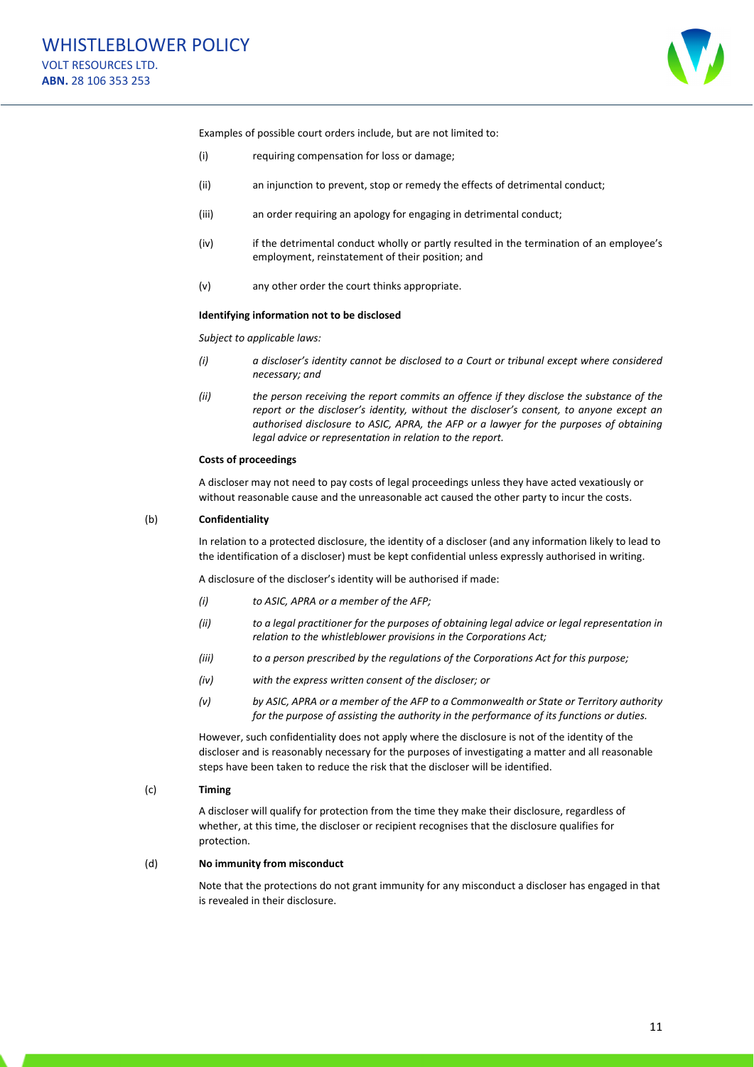Examples of possible court orders include, but are not limited to:

(i) requiring compensation for loss or damage;

(ii) an injunction to prevent, stop or remedy the effects of detrimental conduct;

(iii) an order requiring an apology for engaging in detrimental conduct;

(iv) if the detrimental conduct wholly or partly resulted in the termination of an employee's employment, reinstatement of their position; and

(v) any other order the court thinks appropriate.

**Identifying information not to be disclosed**

*Subject to applicable laws:*

*(i) a discloser's identity cannot be disclosed to a Court or tribunal except where considered necessary; and*

*(ii) the person receiving the report commits an offence if they disclose the substance of the report or the discloser's identity, without the discloser's consent, to anyone except an authorised disclosure to ASIC, APRA, the AFP or a lawyer for the purposes of obtaining legal advice or representation in relation to the report.*

**Costs of proceedings**

A discloser may not need to pay costs of legal proceedings unless they have acted vexatiously or without reasonable cause and the unreasonable act caused the other party to incur the costs.

(b) **Confidentiality**

In relation to a protected disclosure, the identity of a discloser (and any information likely to lead to the identification of a discloser) must be kept confidential unless expressly authorised in writing.

A disclosure of the discloser's identity will be authorised if made:

*(i) to ASIC, APRA or a member of the AFP;*

*(ii) to a legal practitioner for the purposes of obtaining legal advice or legal representation in relation to the whistleblower provisions in the Corporations Act;*

*(iii) to a person prescribed by the regulations of the Corporations Act for this purpose;*

*(iv) with the express written consent of the discloser; or*

*(v) by ASIC, APRA or a member of the AFP to a Commonwealth or State or Territory authority for the purpose of assisting the authority in the performance of its functions or duties.*

However, such confidentiality does not apply where the disclosure is not of the identity of the discloser and is reasonably necessary for the purposes of investigating a matter and all reasonable steps have been taken to reduce the risk that the discloser will be identified.

(c) **Timing**

A discloser will qualify for protection from the time they make their disclosure, regardless of whether, at this time, the discloser or recipient recognises that the disclosure qualifies for protection.

(d) **No immunity from misconduct**

Note that the protections do not grant immunity for any misconduct a discloser has engaged in that is revealed in their disclosure.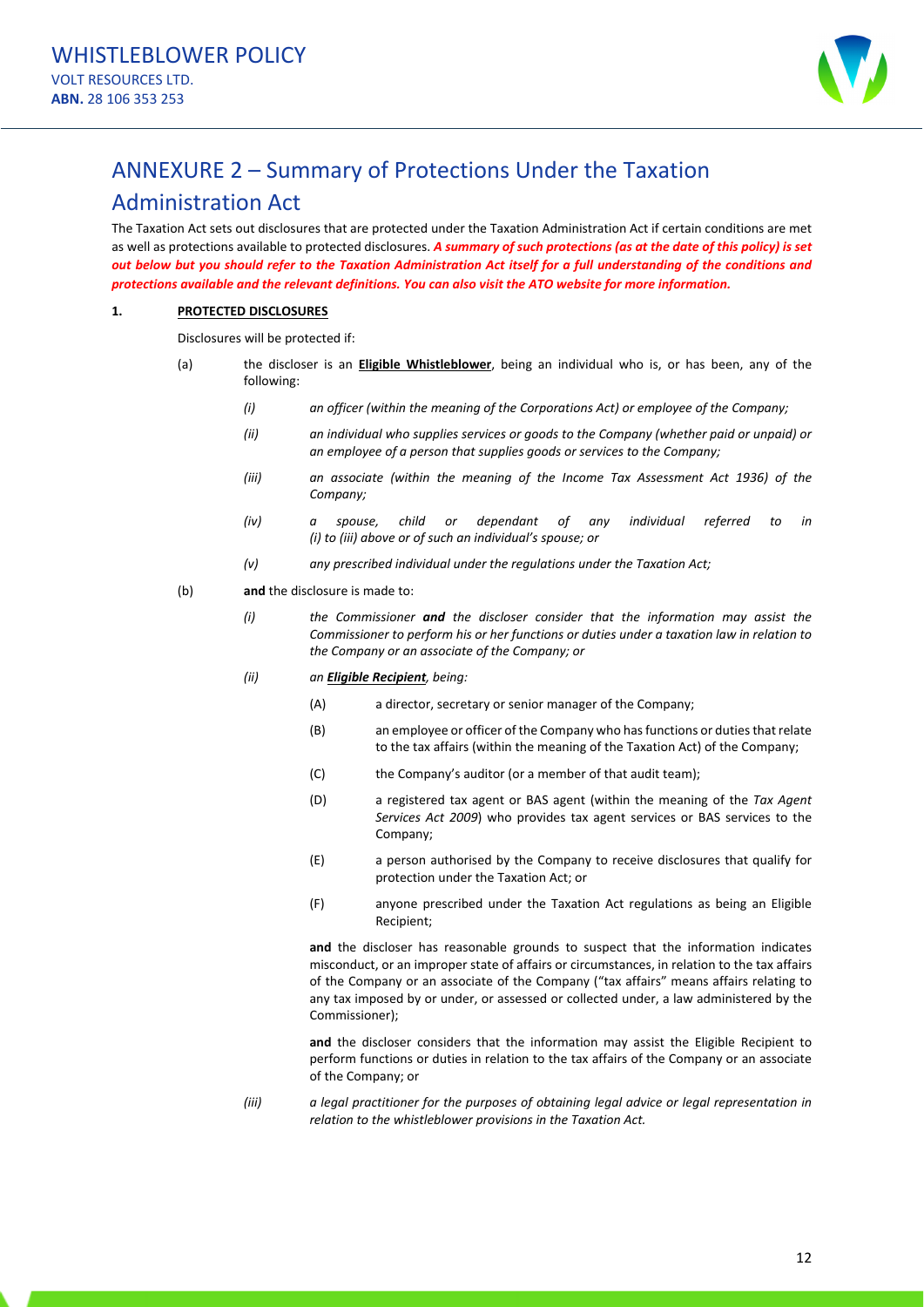# ANNEXURE 2 – Summary of Protections Under the Taxation Administration Act

The Taxation Act sets out disclosures that are protected under the Taxation Administration Act if certain conditions are met as well as protections available to protected disclosures. ***A summary of such protections (as at the date of this policy) is set out below but you should refer to the Taxation Administration Act itself for a full understanding of the conditions and protections available and the relevant definitions. You can also visit the ATO website for more information.***

**1. PROTECTED DISCLOSURES**

Disclosures will be protected if:

(a) the discloser is an **Eligible Whistleblower**, being an individual who is, or has been, any of the following:

*(i) an officer (within the meaning of the Corporations Act) or employee of the Company;*

*(ii) an individual who supplies services or goods to the Company (whether paid or unpaid) or an employee of a person that supplies goods or services to the Company;*

*(iii) an associate (within the meaning of the Income Tax Assessment Act 1936) of the Company;*

*(iv) a spouse, child or dependant of any individual referred to in (i) to (iii) above or of such an individual's spouse; or*

*(v) any prescribed individual under the regulations under the Taxation Act;*

(b) **and** the disclosure is made to:

*(i) the Commissioner **and** the discloser consider that the information may assist the Commissioner to perform his or her functions or duties under a taxation law in relation to the Company or an associate of the Company; or*

*(ii) an **Eligible Recipient**, being:*

(A) a director, secretary or senior manager of the Company;

(B) an employee or officer of the Company who has functions or duties that relate to the tax affairs (within the meaning of the Taxation Act) of the Company;

(C) the Company's auditor (or a member of that audit team);

(D) a registered tax agent or BAS agent (within the meaning of the *Tax Agent Services Act 2009*) who provides tax agent services or BAS services to the Company;

(E) a person authorised by the Company to receive disclosures that qualify for protection under the Taxation Act; or

(F) anyone prescribed under the Taxation Act regulations as being an Eligible Recipient;

**and** the discloser has reasonable grounds to suspect that the information indicates misconduct, or an improper state of affairs or circumstances, in relation to the tax affairs of the Company or an associate of the Company ("tax affairs" means affairs relating to any tax imposed by or under, or assessed or collected under, a law administered by the Commissioner);

**and** the discloser considers that the information may assist the Eligible Recipient to perform functions or duties in relation to the tax affairs of the Company or an associate of the Company; or

*(iii) a legal practitioner for the purposes of obtaining legal advice or legal representation in relation to the whistleblower provisions in the Taxation Act.*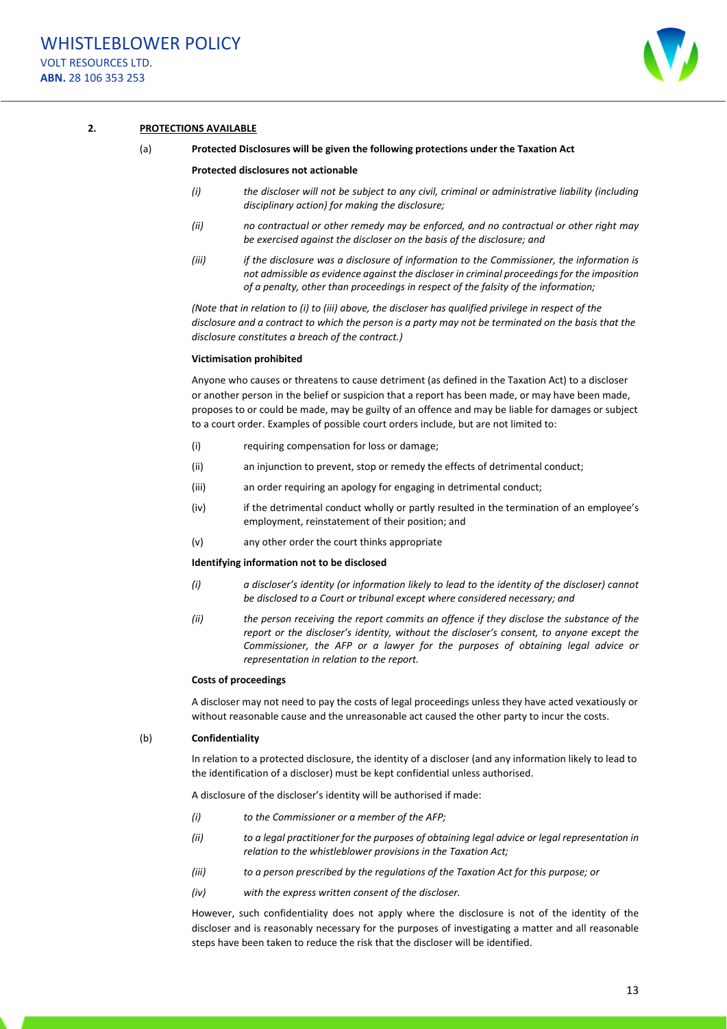## 2. PROTECTIONS AVAILABLE

(a) **Protected Disclosures will be given the following protections under the Taxation Act**

**Protected disclosures not actionable**

*(i) the discloser will not be subject to any civil, criminal or administrative liability (including disciplinary action) for making the disclosure;*

*(ii) no contractual or other remedy may be enforced, and no contractual or other right may be exercised against the discloser on the basis of the disclosure; and*

*(iii) if the disclosure was a disclosure of information to the Commissioner, the information is not admissible as evidence against the discloser in criminal proceedings for the imposition of a penalty, other than proceedings in respect of the falsity of the information;*

*(Note that in relation to (i) to (iii) above, the discloser has qualified privilege in respect of the disclosure and a contract to which the person is a party may not be terminated on the basis that the disclosure constitutes a breach of the contract.)*

**Victimisation prohibited**

Anyone who causes or threatens to cause detriment (as defined in the Taxation Act) to a discloser or another person in the belief or suspicion that a report has been made, or may have been made, proposes to or could be made, may be guilty of an offence and may be liable for damages or subject to a court order. Examples of possible court orders include, but are not limited to:

(i) requiring compensation for loss or damage;

(ii) an injunction to prevent, stop or remedy the effects of detrimental conduct;

(iii) an order requiring an apology for engaging in detrimental conduct;

(iv) if the detrimental conduct wholly or partly resulted in the termination of an employee's employment, reinstatement of their position; and

(v) any other order the court thinks appropriate

**Identifying information not to be disclosed**

*(i) a discloser's identity (or information likely to lead to the identity of the discloser) cannot be disclosed to a Court or tribunal except where considered necessary; and*

*(ii) the person receiving the report commits an offence if they disclose the substance of the report or the discloser's identity, without the discloser's consent, to anyone except the Commissioner, the AFP or a lawyer for the purposes of obtaining legal advice or representation in relation to the report.*

**Costs of proceedings**

A discloser may not need to pay the costs of legal proceedings unless they have acted vexatiously or without reasonable cause and the unreasonable act caused the other party to incur the costs.

(b) **Confidentiality**

In relation to a protected disclosure, the identity of a discloser (and any information likely to lead to the identification of a discloser) must be kept confidential unless authorised.

A disclosure of the discloser's identity will be authorised if made:

*(i) to the Commissioner or a member of the AFP;*

*(ii) to a legal practitioner for the purposes of obtaining legal advice or legal representation in relation to the whistleblower provisions in the Taxation Act;*

*(iii) to a person prescribed by the regulations of the Taxation Act for this purpose; or*

*(iv) with the express written consent of the discloser.*

However, such confidentiality does not apply where the disclosure is not of the identity of the discloser and is reasonably necessary for the purposes of investigating a matter and all reasonable steps have been taken to reduce the risk that the discloser will be identified.